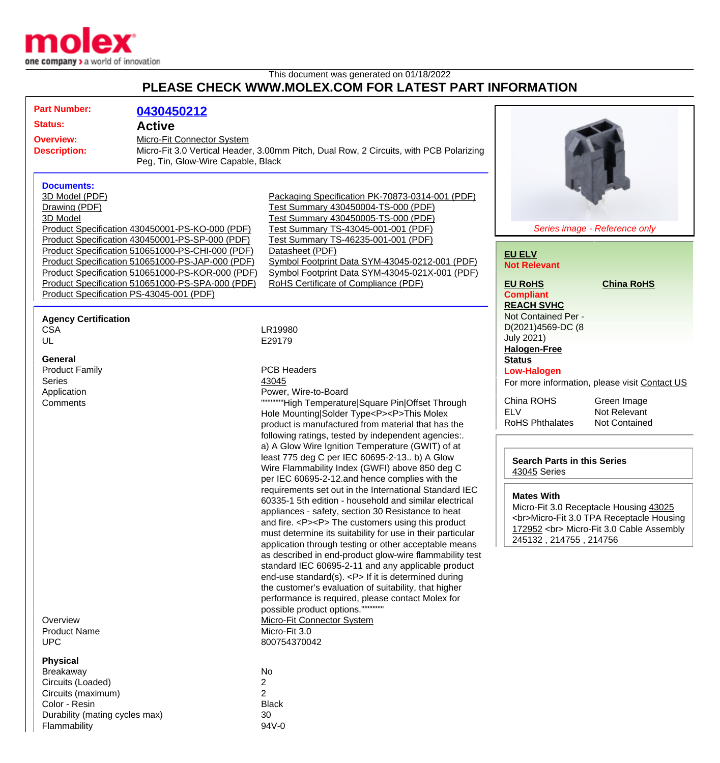This document was generated on 01/18/2022

## PLEASE CHECK WWW.MOLEX.COM FOR LATEST PART INFORMATION

**Part Number:** 0430450212

**Status:** Active

**Overview:** Micro-Fit Connector System

**Description:** Micro-Fit 3.0 Vertical Header, 3.00mm Pitch, Dual Row, 2 Circuits, with PCB Polarizing Peg, Tin, Glow-Wire Capable, Black

*Series image - Reference only*

### Documents:

- 3D Model (PDF)
- Drawing (PDF)
- 3D Model
- Product Specification 430450001-PS-KO-000 (PDF)
- Product Specification 430450001-PS-SP-000 (PDF)
- Product Specification 510651000-PS-CHI-000 (PDF)
- Product Specification 510651000-PS-JAP-000 (PDF)
- Product Specification 510651000-PS-KOR-000 (PDF)
- Product Specification 510651000-PS-SPA-000 (PDF)
- Product Specification PS-43045-001 (PDF)
- Packaging Specification PK-70873-0314-001 (PDF)
- Test Summary 430450004-TS-000 (PDF)
- Test Summary 430450005-TS-000 (PDF)
- Test Summary TS-43045-001-001 (PDF)
- Test Summary TS-46235-001-001 (PDF)
- Datasheet (PDF)
- Symbol Footprint Data SYM-43045-0212-001 (PDF)
- Symbol Footprint Data SYM-43045-021X-001 (PDF)
- RoHS Certificate of Compliance (PDF)

**EU ELV**
Not Relevant

**EU RoHS** — Compliant

**China RoHS**

**REACH SVHC**
Not Contained Per - D(2021)4569-DC (8 July 2021)

**Halogen-Free Status**
Low-Halogen

For more information, please visit Contact US

| | |
|---|---|
| China ROHS | Green Image |
| ELV | Not Relevant |
| RoHS Phthalates | Not Contained |

**Search Parts in this Series**
43045 Series

**Mates With**
Micro-Fit 3.0 Receptacle Housing 43025 <br>Micro-Fit 3.0 TPA Receptacle Housing 172952 <br> Micro-Fit 3.0 Cable Assembly 245132 , 214755 , 214756

### Agency Certification

| | |
|---|---|
| CSA | LR19980 |
| UL | E29179 |

### General

| | |
|---|---|
| Product Family | PCB Headers |
| Series | 43045 |
| Application | Power, Wire-to-Board |
| Comments | """""""""High Temperature\|Square Pin\|Offset Through Hole Mounting\|Solder Type<P><P>This Molex product is manufactured from material that has the following ratings, tested by independent agencies:. a) A Glow Wire Ignition Temperature (GWIT) of at least 775 deg C per IEC 60695-2-13.. b) A Glow Wire Flammability Index (GWFI) above 850 deg C per IEC 60695-2-12.and hence complies with the requirements set out in the International Standard IEC 60335-1 5th edition - household and similar electrical appliances - safety, section 30 Resistance to heat and fire. <P><P> The customers using this product must determine its suitability for use in their particular application through testing or other acceptable means as described in end-product glow-wire flammability test standard IEC 60695-2-11 and any applicable product end-use standard(s). <P> If it is determined during the customer's evaluation of suitability, that higher performance is required, please contact Molex for possible product options.""""""""" |
| Overview | Micro-Fit Connector System |
| Product Name | Micro-Fit 3.0 |
| UPC | 800754370042 |

### Physical

| | |
|---|---|
| Breakaway | No |
| Circuits (Loaded) | 2 |
| Circuits (maximum) | 2 |
| Color - Resin | Black |
| Durability (mating cycles max) | 30 |
| Flammability | 94V-0 |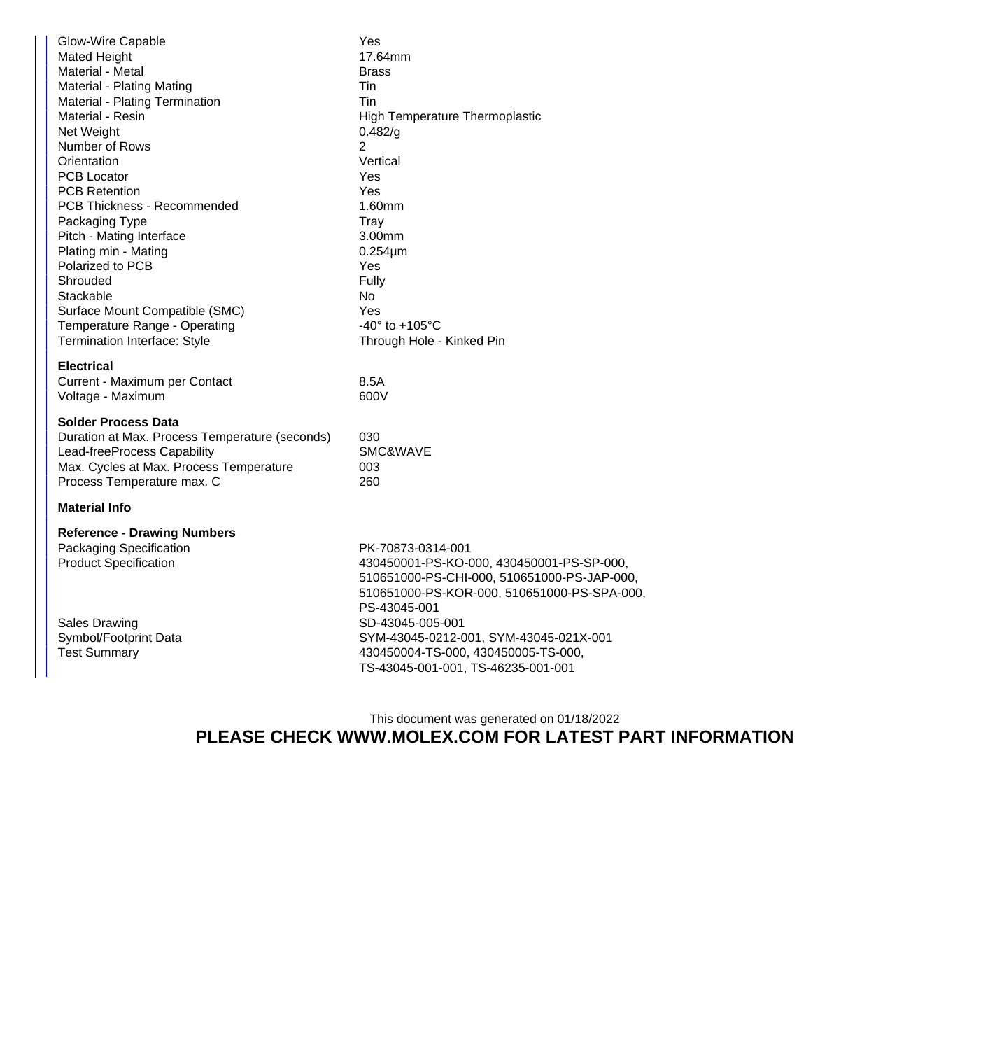| | |
|---|---|
| Glow-Wire Capable | Yes |
| Mated Height | 17.64mm |
| Material - Metal | Brass |
| Material - Plating Mating | Tin |
| Material - Plating Termination | Tin |
| Material - Resin | High Temperature Thermoplastic |
| Net Weight | 0.482/g |
| Number of Rows | 2 |
| Orientation | Vertical |
| PCB Locator | Yes |
| PCB Retention | Yes |
| PCB Thickness - Recommended | 1.60mm |
| Packaging Type | Tray |
| Pitch - Mating Interface | 3.00mm |
| Plating min - Mating | 0.254µm |
| Polarized to PCB | Yes |
| Shrouded | Fully |
| Stackable | No |
| Surface Mount Compatible (SMC) | Yes |
| Temperature Range - Operating | -40° to +105°C |
| Termination Interface: Style | Through Hole - Kinked Pin |

**Electrical**

| | |
|---|---|
| Current - Maximum per Contact | 8.5A |
| Voltage - Maximum | 600V |

**Solder Process Data**

| | |
|---|---|
| Duration at Max. Process Temperature (seconds) | 030 |
| Lead-freeProcess Capability | SMC&WAVE |
| Max. Cycles at Max. Process Temperature | 003 |
| Process Temperature max. C | 260 |

**Material Info**

**Reference - Drawing Numbers**

| | |
|---|---|
| Packaging Specification | PK-70873-0314-001 |
| Product Specification | 430450001-PS-KO-000, 430450001-PS-SP-000, 510651000-PS-CHI-000, 510651000-PS-JAP-000, 510651000-PS-KOR-000, 510651000-PS-SPA-000, PS-43045-001 |
| Sales Drawing | SD-43045-005-001 |
| Symbol/Footprint Data | SYM-43045-0212-001, SYM-43045-021X-001 |
| Test Summary | 430450004-TS-000, 430450005-TS-000, TS-43045-001-001, TS-46235-001-001 |

This document was generated on 01/18/2022

**PLEASE CHECK WWW.MOLEX.COM FOR LATEST PART INFORMATION**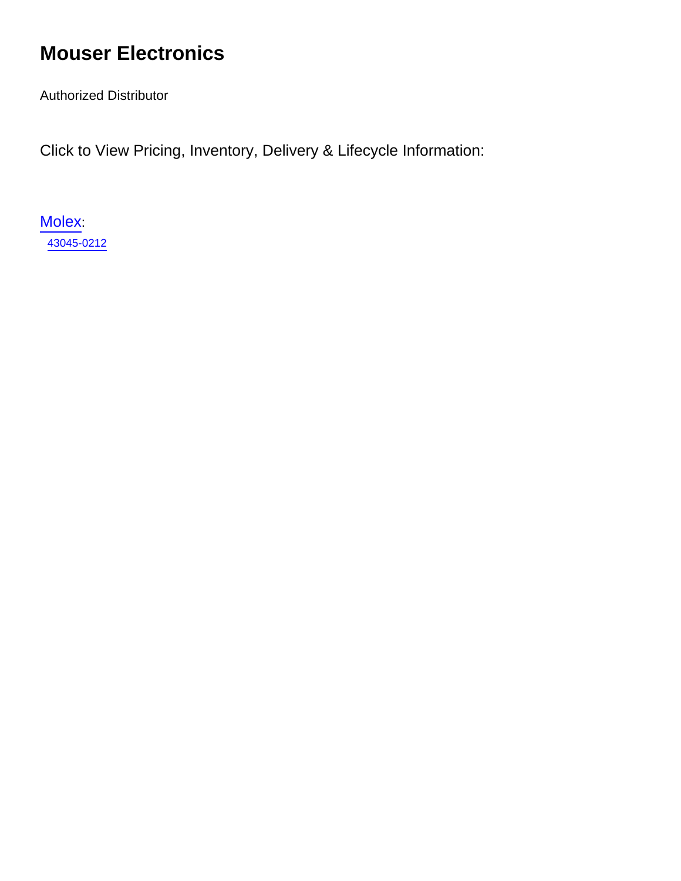# Mouser Electronics

Authorized Distributor

Click to View Pricing, Inventory, Delivery & Lifecycle Information:

Molex:

43045-0212